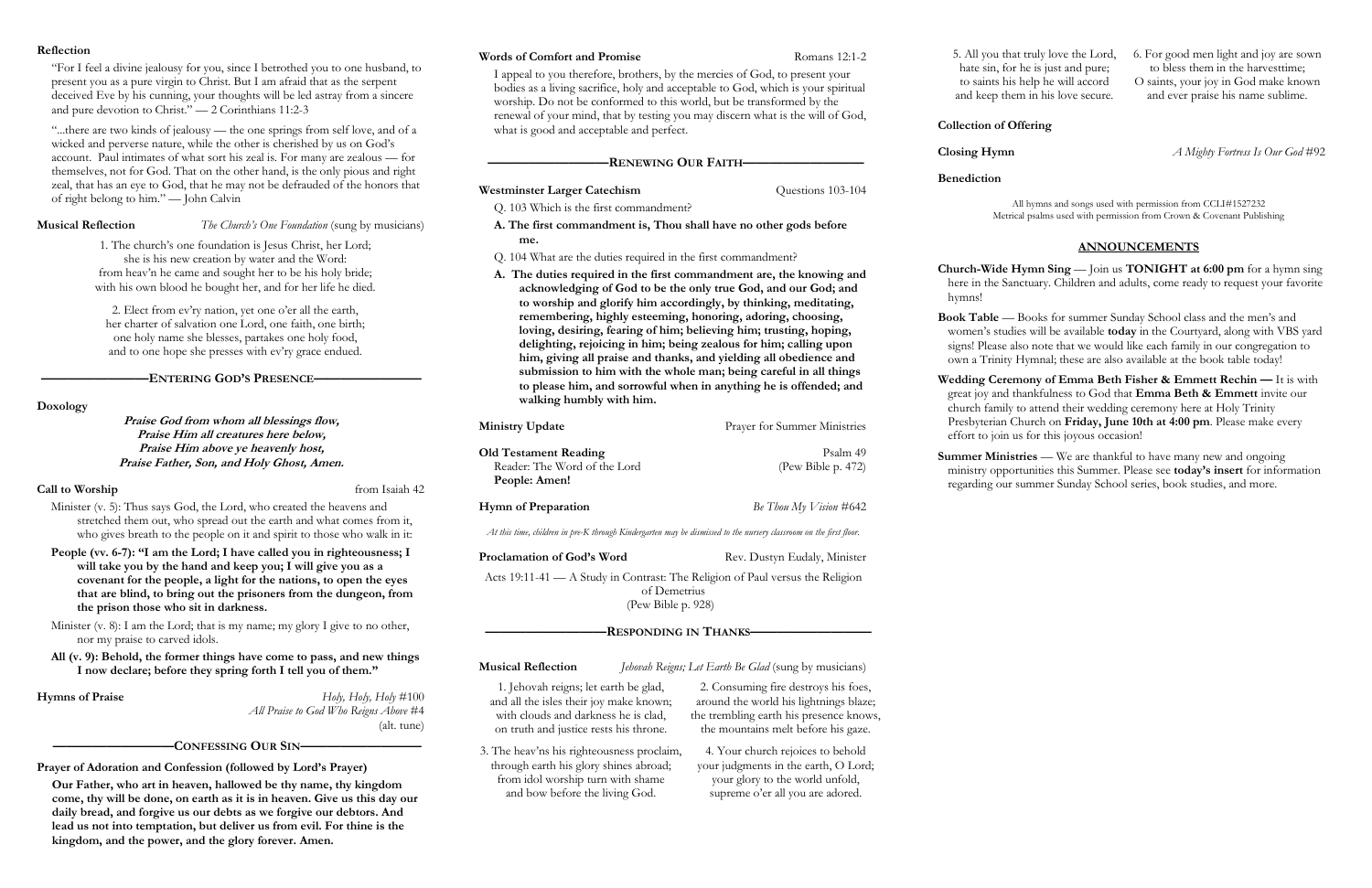**Reflection**

"For I feel a divine jealousy for you, since I betrothed you to one husband, to present you as a pure virgin to Christ. But I am afraid that as the serpent deceived Eve by his cunning, your thoughts will be led astray from a sincere and pure devotion to Christ." — 2 Corinthians 11:2-3

"...there are two kinds of jealousy — the one springs from self love, and of a wicked and perverse nature, while the other is cherished by us on God's account. Paul intimates of what sort his zeal is. For many are zealous — for themselves, not for God. That on the other hand, is the only pious and right zeal, that has an eye to God, that he may not be defrauded of the honors that of right belong to him." — John Calvin

**Musical Reflection** *The Church's One Foundation* (sung by musicians)

1. The church's one foundation is Jesus Christ, her Lord;
she is his new creation by water and the Word:
from heav'n he came and sought her to be his holy bride;
with his own blood he bought her, and for her life he died.

2. Elect from ev'ry nation, yet one o'er all the earth,
her charter of salvation one Lord, one faith, one birth;
one holy name she blesses, partakes one holy food,
and to one hope she presses with ev'ry grace endued.

## Entering God's Presence

**Doxology**

***Praise God from whom all blessings flow,***
***Praise Him all creatures here below,***
***Praise Him above ye heavenly host,***
***Praise Father, Son, and Holy Ghost, Amen.***

**Call to Worship** from Isaiah 42

Minister (v. 5): Thus says God, the Lord, who created the heavens and stretched them out, who spread out the earth and what comes from it, who gives breath to the people on it and spirit to those who walk in it:

**People (vv. 6-7): "I am the Lord; I have called you in righteousness; I will take you by the hand and keep you; I will give you as a covenant for the people, a light for the nations, to open the eyes that are blind, to bring out the prisoners from the dungeon, from the prison those who sit in darkness.**

Minister (v. 8): I am the Lord; that is my name; my glory I give to no other, nor my praise to carved idols.

**All (v. 9): Behold, the former things have come to pass, and new things I now declare; before they spring forth I tell you of them."**

**Hymns of Praise** *Holy, Holy, Holy* #100
*All Praise to God Who Reigns Above* #4 (alt. tune)

## Confessing Our Sin

**Prayer of Adoration and Confession (followed by Lord's Prayer)**

**Our Father, who art in heaven, hallowed be thy name, thy kingdom come, thy will be done, on earth as it is in heaven. Give us this day our daily bread, and forgive us our debts as we forgive our debtors. And lead us not into temptation, but deliver us from evil. For thine is the kingdom, and the power, and the glory forever. Amen.**

**Words of Comfort and Promise** Romans 12:1-2

I appeal to you therefore, brothers, by the mercies of God, to present your bodies as a living sacrifice, holy and acceptable to God, which is your spiritual worship. Do not be conformed to this world, but be transformed by the renewal of your mind, that by testing you may discern what is the will of God, what is good and acceptable and perfect.

## Renewing Our Faith

**Westminster Larger Catechism** Questions 103-104

Q. 103 Which is the first commandment?

**A. The first commandment is, Thou shall have no other gods before me.**

Q. 104 What are the duties required in the first commandment?

**A. The duties required in the first commandment are, the knowing and acknowledging of God to be the only true God, and our God; and to worship and glorify him accordingly, by thinking, meditating, remembering, highly esteeming, honoring, adoring, choosing, loving, desiring, fearing of him; believing him; trusting, hoping, delighting, rejoicing in him; being zealous for him; calling upon him, giving all praise and thanks, and yielding all obedience and submission to him with the whole man; being careful in all things to please him, and sorrowful when in anything he is offended; and walking humbly with him.**

**Ministry Update** Prayer for Summer Ministries

**Old Testament Reading** Psalm 49
Reader: The Word of the Lord (Pew Bible p. 472)
**People: Amen!**

**Hymn of Preparation** *Be Thou My Vision* #642

*At this time, children in pre-K through Kindergarten may be dismissed to the nursery classroom on the first floor.*

**Proclamation of God's Word** Rev. Dustyn Eudaly, Minister

Acts 19:11-41 — A Study in Contrast: The Religion of Paul versus the Religion of Demetrius
(Pew Bible p. 928)

## Responding in Thanks

**Musical Reflection** *Jehovah Reigns; Let Earth Be Glad* (sung by musicians)

1. Jehovah reigns; let earth be glad,
and all the isles their joy make known;
with clouds and darkness he is clad,
on truth and justice rests his throne.

2. Consuming fire destroys his foes,
around the world his lightnings blaze;
the trembling earth his presence knows,
the mountains melt before his gaze.

3. The heav'ns his righteousness proclaim,
through earth his glory shines abroad;
from idol worship turn with shame
and bow before the living God.

4. Your church rejoices to behold
your judgments in the earth, O Lord;
your glory to the world unfold,
supreme o'er all you are adored.

5. All you that truly love the Lord,
hate sin, for he is just and pure;
to saints his help he will accord
and keep them in his love secure.

6. For good men light and joy are sown
to bless them in the harvesttime;
O saints, your joy in God make known
and ever praise his name sublime.

**Collection of Offering**

**Closing Hymn** *A Mighty Fortress Is Our God* #92

**Benediction**

All hymns and songs used with permission from CCLI#1527232
Metrical psalms used with permission from Crown & Covenant Publishing

## ANNOUNCEMENTS

**Church-Wide Hymn Sing** — Join us **TONIGHT at 6:00 pm** for a hymn sing here in the Sanctuary. Children and adults, come ready to request your favorite hymns!

**Book Table** — Books for summer Sunday School class and the men's and women's studies will be available **today** in the Courtyard, along with VBS yard signs! Please also note that we would like each family in our congregation to own a Trinity Hymnal; these are also available at the book table today!

**Wedding Ceremony of Emma Beth Fisher & Emmett Rechin —** It is with great joy and thankfulness to God that **Emma Beth & Emmett** invite our church family to attend their wedding ceremony here at Holy Trinity Presbyterian Church on **Friday, June 10th at 4:00 pm**. Please make every effort to join us for this joyous occasion!

**Summer Ministries** — We are thankful to have many new and ongoing ministry opportunities this Summer. Please see **today's insert** for information regarding our summer Sunday School series, book studies, and more.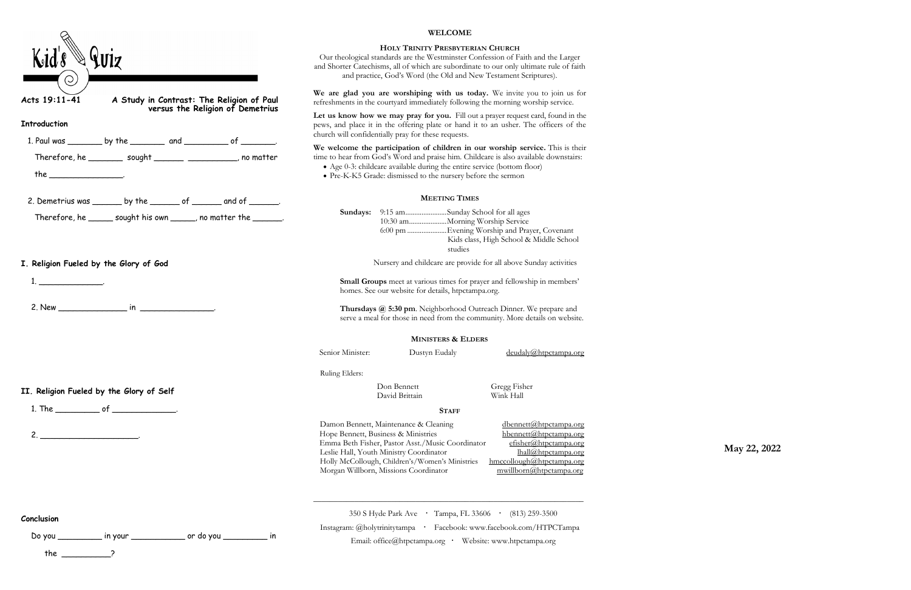# Kid's Quiz

**Acts 19:11-41** **A Study in Contrast: The Religion of Paul versus the Religion of Demetrius**

**Introduction**

1. Paul was _______ by the _______ and _________ of _______.

   Therefore, he _______ sought ______ __________, no matter the _______________.

2. Demetrius was ______ by the ______ of ______ and of ______.

   Therefore, he _____ sought his own _____, no matter the ______.

**I. Religion Fueled by the Glory of God**

1. _____________.

2. New ______________ in _______________.

**II. Religion Fueled by the Glory of Self**

1. The _________ of _____________.

2. _____________________.

**Conclusion**

Do you _________ in your ___________ or do you _________ in the __________?

## WELCOME

### HOLY TRINITY PRESBYTERIAN CHURCH

Our theological standards are the Westminster Confession of Faith and the Larger and Shorter Catechisms, all of which are subordinate to our only ultimate rule of faith and practice, God's Word (the Old and New Testament Scriptures).

**We are glad you are worshiping with us today.** We invite you to join us for refreshments in the courtyard immediately following the morning worship service.

**Let us know how we may pray for you.** Fill out a prayer request card, found in the pews, and place it in the offering plate or hand it to an usher. The officers of the church will confidentially pray for these requests.

**We welcome the participation of children in our worship service.** This is their time to hear from God's Word and praise him. Childcare is also available downstairs:

- Age 0-3: childcare available during the entire service (bottom floor)
- Pre-K-K5 Grade: dismissed to the nursery before the sermon

### MEETING TIMES

**Sundays:**
9:15 am....................Sunday School for all ages
10:30 am..................Morning Worship Service
6:00 pm ...................Evening Worship and Prayer, Covenant Kids class, High School & Middle School studies

Nursery and childcare are provide for all above Sunday activities

**Small Groups** meet at various times for prayer and fellowship in members' homes. See our website for details, htpctampa.org.

**Thursdays @ 5:30 pm**. Neighborhood Outreach Dinner. We prepare and serve a meal for those in need from the community. More details on website.

### MINISTERS & ELDERS

Senior Minister: Dustyn Eudaly deudaly@htpctampa.org

Ruling Elders:

Don Bennett
David Brittain
Gregg Fisher
Wink Hall

### STAFF

| | |
|---|---|
| Damon Bennett, Maintenance & Cleaning | dbennett@htpctampa.org |
| Hope Bennett, Business & Ministries | hbennett@htpctampa.org |
| Emma Beth Fisher, Pastor Asst./Music Coordinator | efisher@htpctampa.org |
| Leslie Hall, Youth Ministry Coordinator | lhall@htpctampa.org |
| Holly McCollough, Children's/Women's Ministries | hmccollough@htpctampa.org |
| Morgan Willborn, Missions Coordinator | mwillborn@htpctampa.org |

350 S Hyde Park Ave · Tampa, FL 33606 · (813) 259-3500

Instagram: @holytrinitytampa · Facebook: www.facebook.com/HTPCTampa

Email: office@htpctampa.org · Website: www.htpctampa.org

**May 22, 2022**